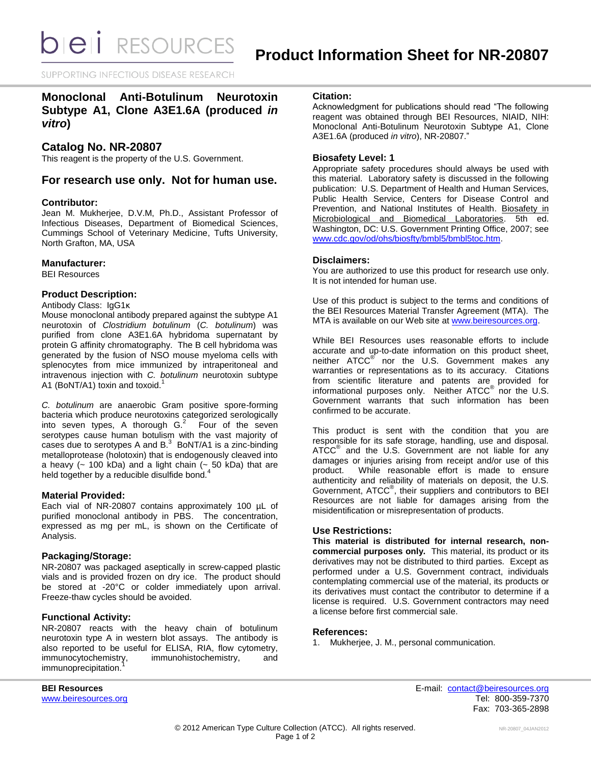# Product Information Sheet for NR-20807

bei RESOURCES

SUPPORTING INFECTIOUS DISEASE RESEARCH

## Monoclonal Anti-Botulinum Neurotoxin Subtype A1, Clone A3E1.6A (produced *in vitro*)

## Catalog No. NR-20807

This reagent is the property of the U.S. Government.

## For research use only. Not for human use.

### Contributor:

Jean M. Mukherjee, D.V.M, Ph.D., Assistant Professor of Infectious Diseases, Department of Biomedical Sciences, Cummings School of Veterinary Medicine, Tufts University, North Grafton, MA, USA

### Manufacturer:

BEI Resources

### Product Description:

Antibody Class: IgG1κ

Mouse monoclonal antibody prepared against the subtype A1 neurotoxin of *Clostridium botulinum* (*C. botulinum*) was purified from clone A3E1.6A hybridoma supernatant by protein G affinity chromatography. The B cell hybridoma was generated by the fusion of NSO mouse myeloma cells with splenocytes from mice immunized by intraperitoneal and intravenous injection with *C. botulinum* neurotoxin subtype A1 (BoNT/A1) toxin and toxoid.[1]

*C. botulinum* are anaerobic Gram positive spore-forming bacteria which produce neurotoxins categorized serologically into seven types, A thorough G.[2] Four of the seven serotypes cause human botulism with the vast majority of cases due to serotypes A and B.[3] BoNT/A1 is a zinc-binding metalloprotease (holotoxin) that is endogenously cleaved into a heavy (~ 100 kDa) and a light chain (~ 50 kDa) that are held together by a reducible disulfide bond.[4]

### Material Provided:

Each vial of NR-20807 contains approximately 100 µL of purified monoclonal antibody in PBS. The concentration, expressed as mg per mL, is shown on the Certificate of Analysis.

### Packaging/Storage:

NR-20807 was packaged aseptically in screw-capped plastic vials and is provided frozen on dry ice. The product should be stored at -20°C or colder immediately upon arrival. Freeze-thaw cycles should be avoided.

### Functional Activity:

NR-20807 reacts with the heavy chain of botulinum neurotoxin type A in western blot assays. The antibody is also reported to be useful for ELISA, RIA, flow cytometry, immunocytochemistry, immunohistochemistry, and immunoprecipitation.[1]

### Citation:

Acknowledgment for publications should read "The following reagent was obtained through BEI Resources, NIAID, NIH: Monoclonal Anti-Botulinum Neurotoxin Subtype A1, Clone A3E1.6A (produced *in vitro*), NR-20807."

### Biosafety Level: 1

Appropriate safety procedures should always be used with this material. Laboratory safety is discussed in the following publication: U.S. Department of Health and Human Services, Public Health Service, Centers for Disease Control and Prevention, and National Institutes of Health. Biosafety in Microbiological and Biomedical Laboratories. 5th ed. Washington, DC: U.S. Government Printing Office, 2007; see www.cdc.gov/od/ohs/biosfty/bmbl5/bmbl5toc.htm.

### Disclaimers:

You are authorized to use this product for research use only. It is not intended for human use.

Use of this product is subject to the terms and conditions of the BEI Resources Material Transfer Agreement (MTA). The MTA is available on our Web site at www.beiresources.org.

While BEI Resources uses reasonable efforts to include accurate and up-to-date information on this product sheet, neither ATCC® nor the U.S. Government makes any warranties or representations as to its accuracy. Citations from scientific literature and patents are provided for informational purposes only. Neither ATCC® nor the U.S. Government warrants that such information has been confirmed to be accurate.

This product is sent with the condition that you are responsible for its safe storage, handling, use and disposal. ATCC® and the U.S. Government are not liable for any damages or injuries arising from receipt and/or use of this product. While reasonable effort is made to ensure authenticity and reliability of materials on deposit, the U.S. Government, ATCC®, their suppliers and contributors to BEI Resources are not liable for damages arising from the misidentification or misrepresentation of products.

### Use Restrictions:

**This material is distributed for internal research, non-commercial purposes only.** This material, its product or its derivatives may not be distributed to third parties. Except as performed under a U.S. Government contract, individuals contemplating commercial use of the material, its products or its derivatives must contact the contributor to determine if a license is required. U.S. Government contractors may need a license before first commercial sale.

### References:

1. Mukherjee, J. M., personal communication.

**BEI Resources**
www.beiresources.org

E-mail: contact@beiresources.org
Tel: 800-359-7370
Fax: 703-365-2898

© 2012 American Type Culture Collection (ATCC). All rights reserved.

NR-20807_04JAN2012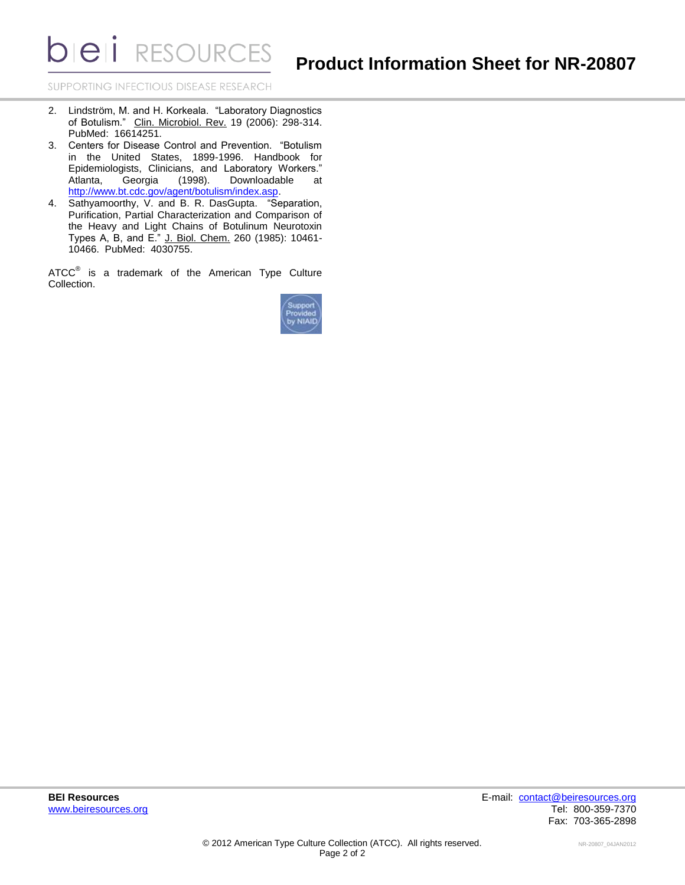2. Lindström, M. and H. Korkeala. "Laboratory Diagnostics of Botulism." Clin. Microbiol. Rev. 19 (2006): 298-314. PubMed: 16614251.
3. Centers for Disease Control and Prevention. "Botulism in the United States, 1899-1996. Handbook for Epidemiologists, Clinicians, and Laboratory Workers." Atlanta, Georgia (1998). Downloadable at http://www.bt.cdc.gov/agent/botulism/index.asp.
4. Sathyamoorthy, V. and B. R. DasGupta. "Separation, Purification, Partial Characterization and Comparison of the Heavy and Light Chains of Botulinum Neurotoxin Types A, B, and E." J. Biol. Chem. 260 (1985): 10461-10466. PubMed: 4030755.

ATCC® is a trademark of the American Type Culture Collection.

Support Provided by NIAID

**BEI Resources**
www.beiresources.org

E-mail: contact@beiresources.org
Tel: 800-359-7370
Fax: 703-365-2898

© 2012 American Type Culture Collection (ATCC). All rights reserved.

NR-20807_04JAN2012